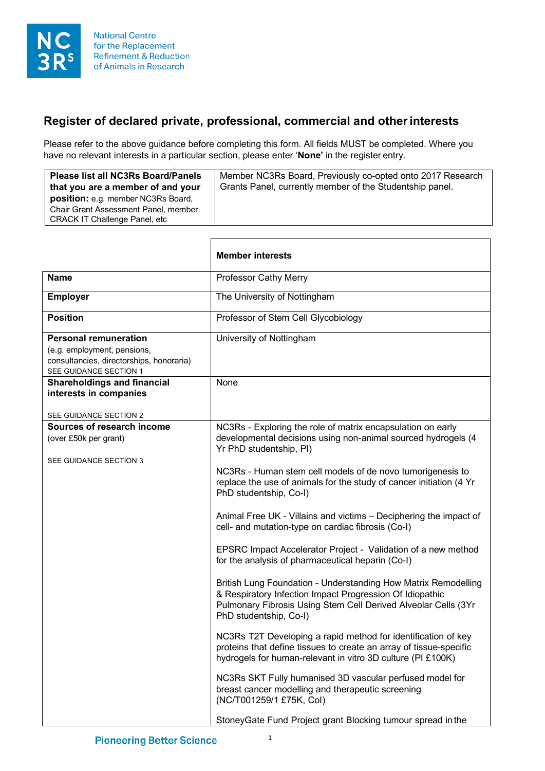National Centre for the Replacement Refinement & Reduction of Animals in Research

## Register of declared private, professional, commercial and other interests

Please refer to the above guidance before completing this form. All fields MUST be completed. Where you have no relevant interests in a particular section, please enter '**None**' in the register entry.

| **Please list all NC3Rs Board/Panels that you are a member of and your position:** e.g. member NC3Rs Board, Chair Grant Assessment Panel, member CRACK IT Challenge Panel, etc | Member NC3Rs Board, Previously co-opted onto 2017 Research Grants Panel, currently member of the Studentship panel. |
|---|---|

| | **Member interests** |
|---|---|
| **Name** | Professor Cathy Merry |
| **Employer** | The University of Nottingham |
| **Position** | Professor of Stem Cell Glycobiology |
| **Personal remuneration** (e.g. employment, pensions, consultancies, directorships, honoraria) SEE GUIDANCE SECTION 1 | University of Nottingham |
| **Shareholdings and financial interests in companies** SEE GUIDANCE SECTION 2 | None |
| **Sources of research income** (over £50k per grant) SEE GUIDANCE SECTION 3 | NC3Rs - Exploring the role of matrix encapsulation on early developmental decisions using non-animal sourced hydrogels (4 Yr PhD studentship, PI)<br><br>NC3Rs - Human stem cell models of de novo tumorigenesis to replace the use of animals for the study of cancer initiation (4 Yr PhD studentship, Co-I)<br><br>Animal Free UK - Villains and victims – Deciphering the impact of cell- and mutation-type on cardiac fibrosis (Co-I)<br><br>EPSRC Impact Accelerator Project - Validation of a new method for the analysis of pharmaceutical heparin (Co-I)<br><br>British Lung Foundation - Understanding How Matrix Remodelling & Respiratory Infection Impact Progression Of Idiopathic Pulmonary Fibrosis Using Stem Cell Derived Alveolar Cells (3Yr PhD studentship, Co-I)<br><br>NC3Rs T2T Developing a rapid method for identification of key proteins that define tissues to create an array of tissue-specific hydrogels for human-relevant in vitro 3D culture (PI £100K)<br><br>NC3Rs SKT Fully humanised 3D vascular perfused model for breast cancer modelling and therapeutic screening (NC/T001259/1 £75K, CoI)<br><br>StoneyGate Fund Project grant Blocking tumour spread in the |

Pioneering Better Science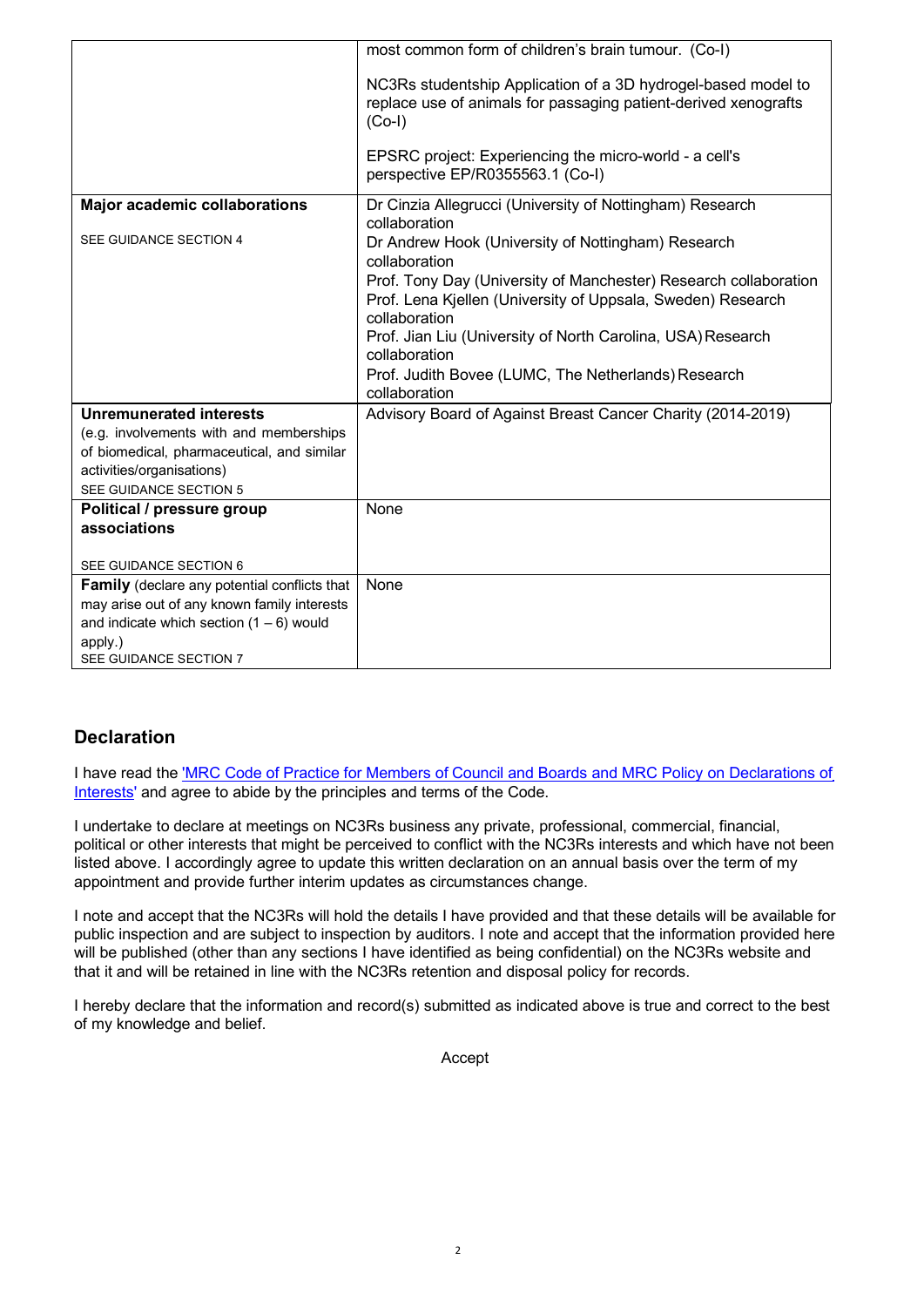| | |
|---|---|
| | most common form of children's brain tumour. (Co-I)<br><br>NC3Rs studentship Application of a 3D hydrogel-based model to replace use of animals for passaging patient-derived xenografts (Co-I)<br><br>EPSRC project: Experiencing the micro-world - a cell's perspective EP/R0355563.1 (Co-I) |
| **Major academic collaborations**<br><br>SEE GUIDANCE SECTION 4 | Dr Cinzia Allegrucci (University of Nottingham) Research collaboration<br>Dr Andrew Hook (University of Nottingham) Research collaboration<br>Prof. Tony Day (University of Manchester) Research collaboration<br>Prof. Lena Kjellen (University of Uppsala, Sweden) Research collaboration<br>Prof. Jian Liu (University of North Carolina, USA) Research collaboration<br>Prof. Judith Bovee (LUMC, The Netherlands) Research collaboration |
| **Unremunerated interests**<br>(e.g. involvements with and memberships of biomedical, pharmaceutical, and similar activities/organisations)<br>SEE GUIDANCE SECTION 5 | Advisory Board of Against Breast Cancer Charity (2014-2019) |
| **Political / pressure group associations**<br><br>SEE GUIDANCE SECTION 6 | None |
| **Family** (declare any potential conflicts that may arise out of any known family interests and indicate which section (1 – 6) would apply.)<br>SEE GUIDANCE SECTION 7 | None |

## Declaration

I have read the 'MRC Code of Practice for Members of Council and Boards and MRC Policy on Declarations of Interests' and agree to abide by the principles and terms of the Code.

I undertake to declare at meetings on NC3Rs business any private, professional, commercial, financial, political or other interests that might be perceived to conflict with the NC3Rs interests and which have not been listed above. I accordingly agree to update this written declaration on an annual basis over the term of my appointment and provide further interim updates as circumstances change.

I note and accept that the NC3Rs will hold the details I have provided and that these details will be available for public inspection and are subject to inspection by auditors. I note and accept that the information provided here will be published (other than any sections I have identified as being confidential) on the NC3Rs website and that it and will be retained in line with the NC3Rs retention and disposal policy for records.

I hereby declare that the information and record(s) submitted as indicated above is true and correct to the best of my knowledge and belief.

Accept